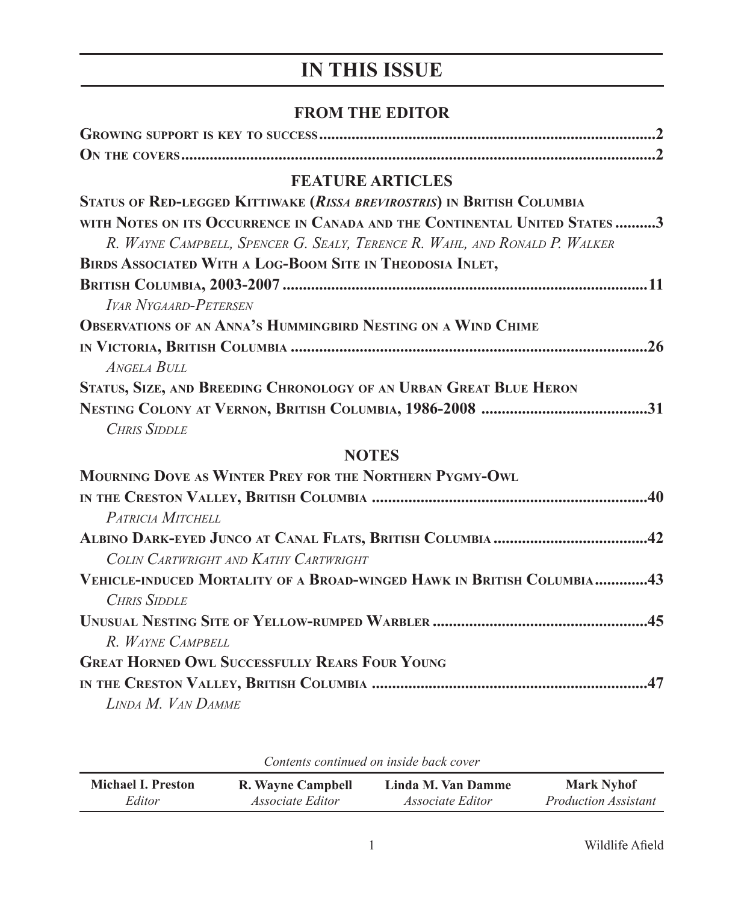# IN THIS ISSUE

## FROM THE EDITOR

**Growing support is key to success...........................................................................................2**

**On the covers........................................................................................................................2**

## FEATURE ARTICLES

**Status of Red-legged Kittiwake (*Rissa brevirostris*) in British Columbia with Notes on its Occurrence in Canada and the Continental United States ..........3**

*R. Wayne Campbell, Spencer G. Sealy, Terence R. Wahl, and Ronald P. Walker*

**Birds Associated With a Log-Boom Site in Theodosia Inlet, British Columbia, 2003-2007 ..........................................................................................11**

*Ivar Nygaard-Petersen*

**Observations of an Anna's Hummingbird Nesting on a Wind Chime in Victoria, British Columbia ........................................................................................26**

*Angela Bull*

**Status, Size, and Breeding Chronology of an Urban Great Blue Heron Nesting Colony at Vernon, British Columbia, 1986-2008 .........................................31**

*Chris Siddle*

## NOTES

**Mourning Dove as Winter Prey for the Northern Pygmy-Owl in the Creston Valley, British Columbia ....................................................................40**

*Patricia Mitchell*

**Albino Dark-eyed Junco at Canal Flats, British Columbia .......................................42**

*Colin Cartwright and Kathy Cartwright*

**Vehicle-induced Mortality of a Broad-winged Hawk in British Columbia.............43**

*Chris Siddle*

**Unusual Nesting Site of Yellow-rumped Warbler .....................................................45**

*R. Wayne Campbell*

**Great Horned Owl Successfully Rears Four Young in the Creston Valley, British Columbia ....................................................................47**

*Linda M. Van Damme*

*Contents continued on inside back cover*

| **Michael I. Preston** | **R. Wayne Campbell** | **Linda M. Van Damme** | **Mark Nyhof** |
|---|---|---|---|
| *Editor* | *Associate Editor* | *Associate Editor* | *Production Assistant* |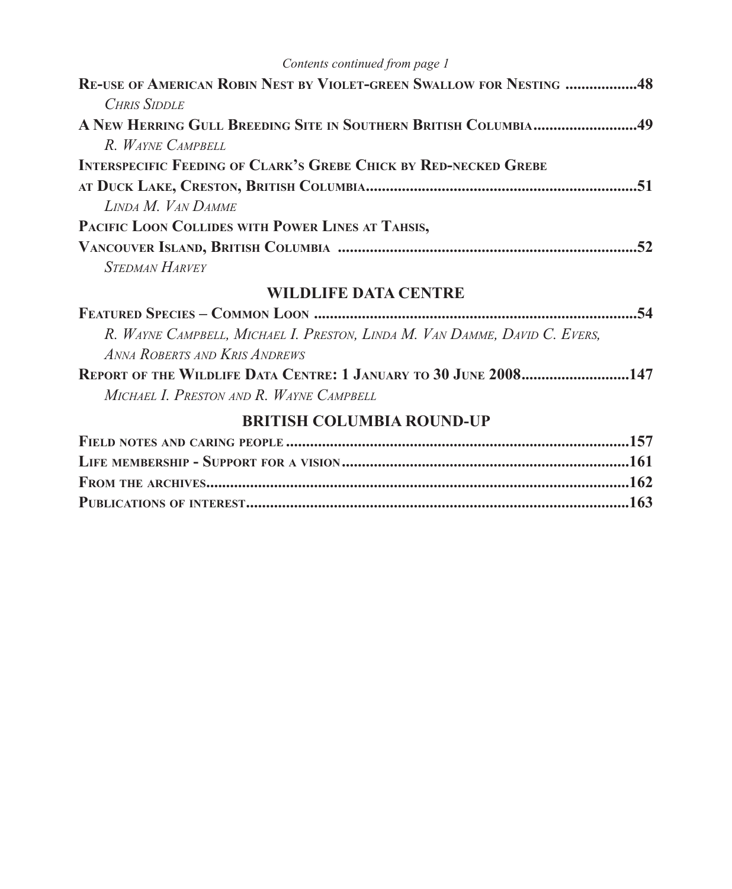*Contents continued from page 1*

**Re-use of American Robin Nest by Violet-green Swallow for Nesting ..................48**
*Chris Siddle*

**A New Herring Gull Breeding Site in Southern British Columbia..........................49**
*R. Wayne Campbell*

**Interspecific Feeding of Clark's Grebe Chick by Red-necked Grebe at Duck Lake, Creston, British Columbia....................................................................51**
*Linda M. Van Damme*

**Pacific Loon Collides with Power Lines at Tahsis, Vancouver Island, British Columbia ...........................................................................52**
*Stedman Harvey*

## WILDLIFE DATA CENTRE

**Featured Species – Common Loon .................................................................................54**
*R. Wayne Campbell, Michael I. Preston, Linda M. Van Damme, David C. Evers, Anna Roberts and Kris Andrews*

**Report of the Wildlife Data Centre: 1 January to 30 June 2008...........................147**
*Michael I. Preston and R. Wayne Campbell*

## BRITISH COLUMBIA ROUND-UP

**Field notes and caring people .......................................................................................157**

**Life membership - Support for a vision.........................................................................161**

**From the archives...........................................................................................................162**

**Publications of interest..................................................................................................163**